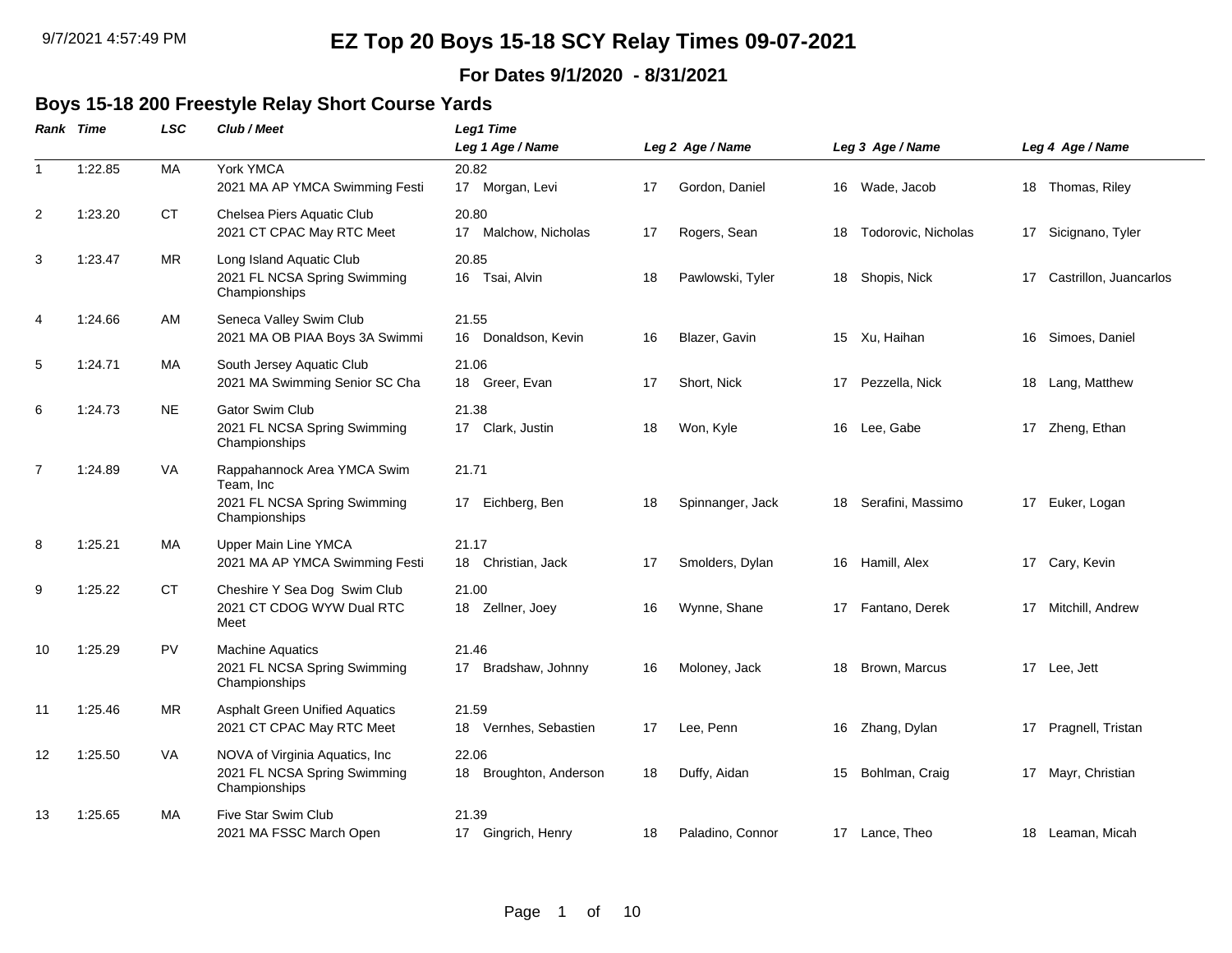# EZ Top 20 Boys 15-18 SCY Relay Times 09-07-2021

**For Dates 9/1/2020 - 8/31/2021**

## Boys 15-18 200 Freestyle Relay Short Course Yards

| Rank | Time | LSC | Club / Meet | Leg1 Time / Leg 1 Age / Name | Leg 2 Age / Name | Leg 3 Age / Name | Leg 4 Age / Name |
|---|---|---|---|---|---|---|---|
| 1 | 1:22.85 | MA | York YMCA<br>2021 MA AP YMCA Swimming Festi | 20.82<br>17 Morgan, Levi | 17 Gordon, Daniel | 16 Wade, Jacob | 18 Thomas, Riley |
| 2 | 1:23.20 | CT | Chelsea Piers Aquatic Club<br>2021 CT CPAC May RTC Meet | 20.80<br>17 Malchow, Nicholas | 17 Rogers, Sean | 18 Todorovic, Nicholas | 17 Sicignano, Tyler |
| 3 | 1:23.47 | MR | Long Island Aquatic Club<br>2021 FL NCSA Spring Swimming Championships | 20.85<br>16 Tsai, Alvin | 18 Pawlowski, Tyler | 18 Shopis, Nick | 17 Castrillon, Juancarlos |
| 4 | 1:24.66 | AM | Seneca Valley Swim Club<br>2021 MA OB PIAA Boys 3A Swimmi | 21.55<br>16 Donaldson, Kevin | 16 Blazer, Gavin | 15 Xu, Haihan | 16 Simoes, Daniel |
| 5 | 1:24.71 | MA | South Jersey Aquatic Club<br>2021 MA Swimming Senior SC Cha | 21.06<br>18 Greer, Evan | 17 Short, Nick | 17 Pezzella, Nick | 18 Lang, Matthew |
| 6 | 1:24.73 | NE | Gator Swim Club<br>2021 FL NCSA Spring Swimming Championships | 21.38<br>17 Clark, Justin | 18 Won, Kyle | 16 Lee, Gabe | 17 Zheng, Ethan |
| 7 | 1:24.89 | VA | Rappahannock Area YMCA Swim Team, Inc<br>2021 FL NCSA Spring Swimming Championships | 21.71<br>17 Eichberg, Ben | 18 Spinnanger, Jack | 18 Serafini, Massimo | 17 Euker, Logan |
| 8 | 1:25.21 | MA | Upper Main Line YMCA<br>2021 MA AP YMCA Swimming Festi | 21.17<br>18 Christian, Jack | 17 Smolders, Dylan | 16 Hamill, Alex | 17 Cary, Kevin |
| 9 | 1:25.22 | CT | Cheshire Y Sea Dog Swim Club<br>2021 CT CDOG WYW Dual RTC Meet | 21.00<br>18 Zellner, Joey | 16 Wynne, Shane | 17 Fantano, Derek | 17 Mitchill, Andrew |
| 10 | 1:25.29 | PV | Machine Aquatics<br>2021 FL NCSA Spring Swimming Championships | 21.46<br>17 Bradshaw, Johnny | 16 Moloney, Jack | 18 Brown, Marcus | 17 Lee, Jett |
| 11 | 1:25.46 | MR | Asphalt Green Unified Aquatics<br>2021 CT CPAC May RTC Meet | 21.59<br>18 Vernhes, Sebastien | 17 Lee, Penn | 16 Zhang, Dylan | 17 Pragnell, Tristan |
| 12 | 1:25.50 | VA | NOVA of Virginia Aquatics, Inc<br>2021 FL NCSA Spring Swimming Championships | 22.06<br>18 Broughton, Anderson | 18 Duffy, Aidan | 15 Bohlman, Craig | 17 Mayr, Christian |
| 13 | 1:25.65 | MA | Five Star Swim Club<br>2021 MA FSSC March Open | 21.39<br>17 Gingrich, Henry | 18 Paladino, Connor | 17 Lance, Theo | 18 Leaman, Micah |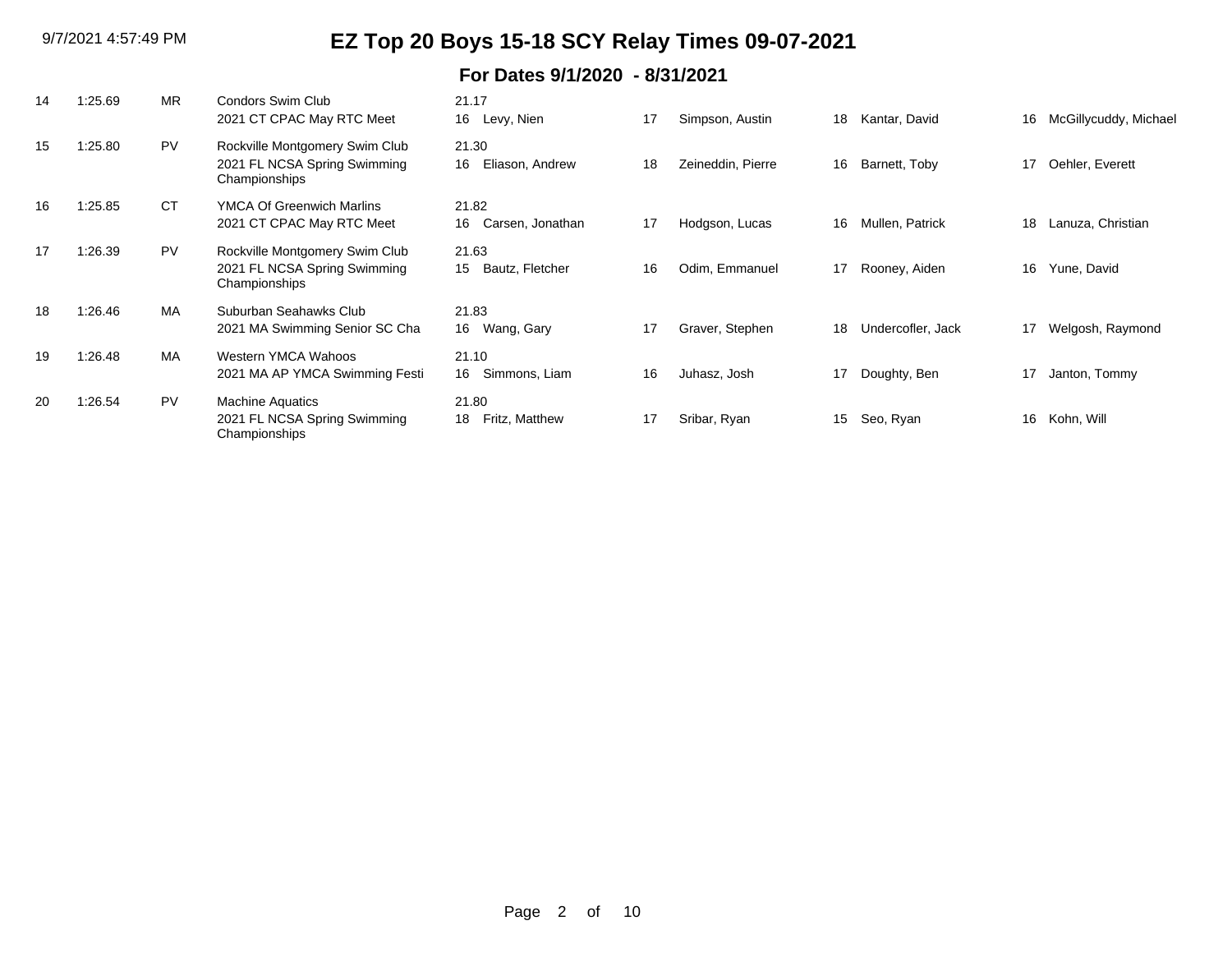# EZ Top 20 Boys 15-18 SCY Relay Times 09-07-2021

## For Dates 9/1/2020 - 8/31/2021

| Rank | Time | LSC | Team / Meet | Lead-off / Swimmer 1 | Swimmer 2 | Swimmer 3 | Swimmer 4 |
|---|---|---|---|---|---|---|---|
| 14 | 1:25.69 | MR | Condors Swim Club<br>2021 CT CPAC May RTC Meet | 21.17<br>16 Levy, Nien | 17 Simpson, Austin | 18 Kantar, David | 16 McGillycuddy, Michael |
| 15 | 1:25.80 | PV | Rockville Montgomery Swim Club<br>2021 FL NCSA Spring Swimming Championships | 21.30<br>16 Eliason, Andrew | 18 Zeineddin, Pierre | 16 Barnett, Toby | 17 Oehler, Everett |
| 16 | 1:25.85 | CT | YMCA Of Greenwich Marlins<br>2021 CT CPAC May RTC Meet | 21.82<br>16 Carsen, Jonathan | 17 Hodgson, Lucas | 16 Mullen, Patrick | 18 Lanuza, Christian |
| 17 | 1:26.39 | PV | Rockville Montgomery Swim Club<br>2021 FL NCSA Spring Swimming Championships | 21.63<br>15 Bautz, Fletcher | 16 Odim, Emmanuel | 17 Rooney, Aiden | 16 Yune, David |
| 18 | 1:26.46 | MA | Suburban Seahawks Club<br>2021 MA Swimming Senior SC Cha | 21.83<br>16 Wang, Gary | 17 Graver, Stephen | 18 Undercofler, Jack | 17 Welgosh, Raymond |
| 19 | 1:26.48 | MA | Western YMCA Wahoos<br>2021 MA AP YMCA Swimming Festi | 21.10<br>16 Simmons, Liam | 16 Juhasz, Josh | 17 Doughty, Ben | 17 Janton, Tommy |
| 20 | 1:26.54 | PV | Machine Aquatics<br>2021 FL NCSA Spring Swimming Championships | 21.80<br>18 Fritz, Matthew | 17 Sribar, Ryan | 15 Seo, Ryan | 16 Kohn, Will |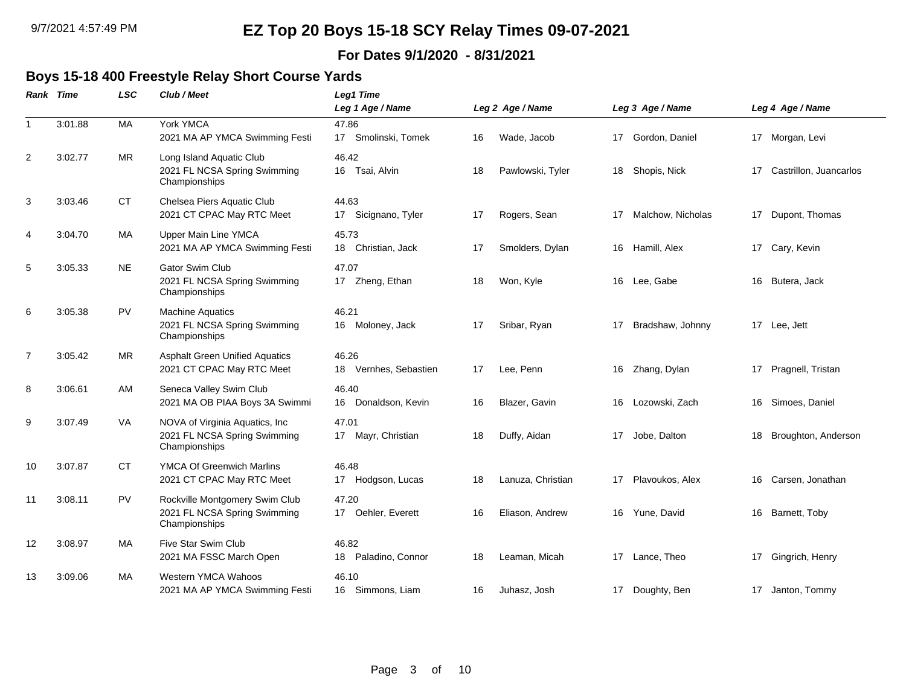# EZ Top 20 Boys 15-18 SCY Relay Times 09-07-2021

**For Dates 9/1/2020 - 8/31/2021**

## Boys 15-18 400 Freestyle Relay Short Course Yards

| Rank | Time | LSC | Club / Meet | Leg1 Time / Leg 1 Age / Name | Leg 2 Age / Name | Leg 3 Age / Name | Leg 4 Age / Name |
|---|---|---|---|---|---|---|---|
| 1 | 3:01.88 | MA | York YMCA<br>2021 MA AP YMCA Swimming Festi | 47.86<br>17 Smolinski, Tomek | 16 Wade, Jacob | 17 Gordon, Daniel | 17 Morgan, Levi |
| 2 | 3:02.77 | MR | Long Island Aquatic Club<br>2021 FL NCSA Spring Swimming Championships | 46.42<br>16 Tsai, Alvin | 18 Pawlowski, Tyler | 18 Shopis, Nick | 17 Castrillon, Juancarlos |
| 3 | 3:03.46 | CT | Chelsea Piers Aquatic Club<br>2021 CT CPAC May RTC Meet | 44.63<br>17 Sicignano, Tyler | 17 Rogers, Sean | 17 Malchow, Nicholas | 17 Dupont, Thomas |
| 4 | 3:04.70 | MA | Upper Main Line YMCA<br>2021 MA AP YMCA Swimming Festi | 45.73<br>18 Christian, Jack | 17 Smolders, Dylan | 16 Hamill, Alex | 17 Cary, Kevin |
| 5 | 3:05.33 | NE | Gator Swim Club<br>2021 FL NCSA Spring Swimming Championships | 47.07<br>17 Zheng, Ethan | 18 Won, Kyle | 16 Lee, Gabe | 16 Butera, Jack |
| 6 | 3:05.38 | PV | Machine Aquatics<br>2021 FL NCSA Spring Swimming Championships | 46.21<br>16 Moloney, Jack | 17 Sribar, Ryan | 17 Bradshaw, Johnny | 17 Lee, Jett |
| 7 | 3:05.42 | MR | Asphalt Green Unified Aquatics<br>2021 CT CPAC May RTC Meet | 46.26<br>18 Vernhes, Sebastien | 17 Lee, Penn | 16 Zhang, Dylan | 17 Pragnell, Tristan |
| 8 | 3:06.61 | AM | Seneca Valley Swim Club<br>2021 MA OB PIAA Boys 3A Swimmi | 46.40<br>16 Donaldson, Kevin | 16 Blazer, Gavin | 16 Lozowski, Zach | 16 Simoes, Daniel |
| 9 | 3:07.49 | VA | NOVA of Virginia Aquatics, Inc<br>2021 FL NCSA Spring Swimming Championships | 47.01<br>17 Mayr, Christian | 18 Duffy, Aidan | 17 Jobe, Dalton | 18 Broughton, Anderson |
| 10 | 3:07.87 | CT | YMCA Of Greenwich Marlins<br>2021 CT CPAC May RTC Meet | 46.48<br>17 Hodgson, Lucas | 18 Lanuza, Christian | 17 Plavoukos, Alex | 16 Carsen, Jonathan |
| 11 | 3:08.11 | PV | Rockville Montgomery Swim Club<br>2021 FL NCSA Spring Swimming Championships | 47.20<br>17 Oehler, Everett | 16 Eliason, Andrew | 16 Yune, David | 16 Barnett, Toby |
| 12 | 3:08.97 | MA | Five Star Swim Club<br>2021 MA FSSC March Open | 46.82<br>18 Paladino, Connor | 18 Leaman, Micah | 17 Lance, Theo | 17 Gingrich, Henry |
| 13 | 3:09.06 | MA | Western YMCA Wahoos<br>2021 MA AP YMCA Swimming Festi | 46.10<br>16 Simmons, Liam | 16 Juhasz, Josh | 17 Doughty, Ben | 17 Janton, Tommy |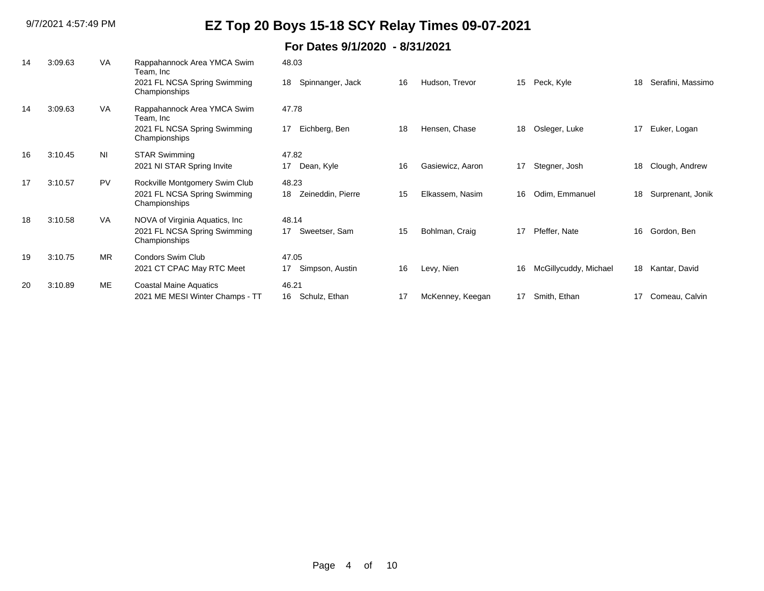# EZ Top 20 Boys 15-18 SCY Relay Times 09-07-2021

## For Dates 9/1/2020 - 8/31/2021

| Rank | Time | LSC | Team / Meet | Split / Age | Swimmer 1 | Age | Swimmer 2 | Age | Swimmer 3 | Age | Swimmer 4 |
|---|---|---|---|---|---|---|---|---|---|---|---|
| 14 | 3:09.63 | VA | Rappahannock Area YMCA Swim Team, Inc | 48.03 | | | | | | | |
| | | | 2021 FL NCSA Spring Swimming Championships | 18 | Spinnanger, Jack | 16 | Hudson, Trevor | 15 | Peck, Kyle | 18 | Serafini, Massimo |
| 14 | 3:09.63 | VA | Rappahannock Area YMCA Swim Team, Inc | 47.78 | | | | | | | |
| | | | 2021 FL NCSA Spring Swimming Championships | 17 | Eichberg, Ben | 18 | Hensen, Chase | 18 | Osleger, Luke | 17 | Euker, Logan |
| 16 | 3:10.45 | NI | STAR Swimming | 47.82 | | | | | | | |
| | | | 2021 NI STAR Spring Invite | 17 | Dean, Kyle | 16 | Gasiewicz, Aaron | 17 | Stegner, Josh | 18 | Clough, Andrew |
| 17 | 3:10.57 | PV | Rockville Montgomery Swim Club | 48.23 | | | | | | | |
| | | | 2021 FL NCSA Spring Swimming Championships | 18 | Zeineddin, Pierre | 15 | Elkassem, Nasim | 16 | Odim, Emmanuel | 18 | Surprenant, Jonik |
| 18 | 3:10.58 | VA | NOVA of Virginia Aquatics, Inc | 48.14 | | | | | | | |
| | | | 2021 FL NCSA Spring Swimming Championships | 17 | Sweetser, Sam | 15 | Bohlman, Craig | 17 | Pfeffer, Nate | 16 | Gordon, Ben |
| 19 | 3:10.75 | MR | Condors Swim Club | 47.05 | | | | | | | |
| | | | 2021 CT CPAC May RTC Meet | 17 | Simpson, Austin | 16 | Levy, Nien | 16 | McGillycuddy, Michael | 18 | Kantar, David |
| 20 | 3:10.89 | ME | Coastal Maine Aquatics | 46.21 | | | | | | | |
| | | | 2021 ME MESI Winter Champs - TT | 16 | Schulz, Ethan | 17 | McKenney, Keegan | 17 | Smith, Ethan | 17 | Comeau, Calvin |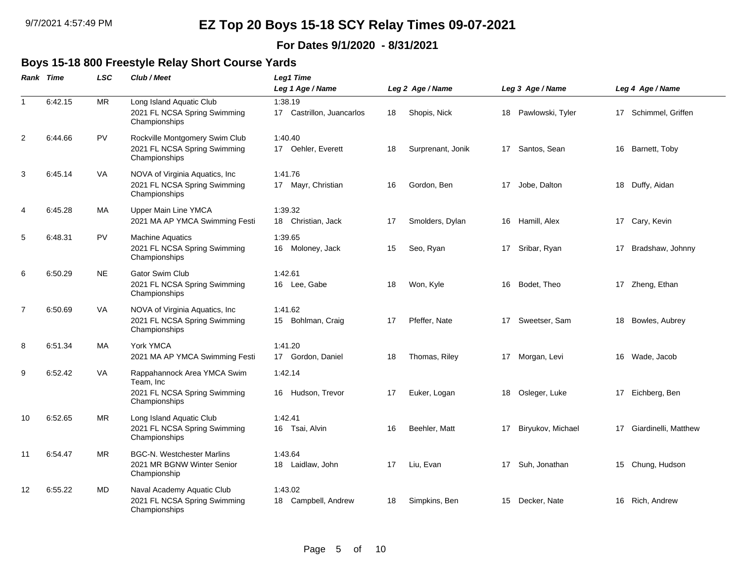# EZ Top 20 Boys 15-18 SCY Relay Times 09-07-2021

**For Dates 9/1/2020 - 8/31/2021**

## Boys 15-18 800 Freestyle Relay Short Course Yards

| Rank | Time | LSC | Club / Meet | Leg1 Time / Leg 1 Age / Name | Leg 2 Age / Name | Leg 3 Age / Name | Leg 4 Age / Name |
|---|---|---|---|---|---|---|---|
| 1 | 6:42.15 | MR | Long Island Aquatic Club<br>2021 FL NCSA Spring Swimming Championships | 1:38.19<br>17 Castrillon, Juancarlos | 18 Shopis, Nick | 18 Pawlowski, Tyler | 17 Schimmel, Griffen |
| 2 | 6:44.66 | PV | Rockville Montgomery Swim Club<br>2021 FL NCSA Spring Swimming Championships | 1:40.40<br>17 Oehler, Everett | 18 Surprenant, Jonik | 17 Santos, Sean | 16 Barnett, Toby |
| 3 | 6:45.14 | VA | NOVA of Virginia Aquatics, Inc<br>2021 FL NCSA Spring Swimming Championships | 1:41.76<br>17 Mayr, Christian | 16 Gordon, Ben | 17 Jobe, Dalton | 18 Duffy, Aidan |
| 4 | 6:45.28 | MA | Upper Main Line YMCA<br>2021 MA AP YMCA Swimming Festi | 1:39.32<br>18 Christian, Jack | 17 Smolders, Dylan | 16 Hamill, Alex | 17 Cary, Kevin |
| 5 | 6:48.31 | PV | Machine Aquatics<br>2021 FL NCSA Spring Swimming Championships | 1:39.65<br>16 Moloney, Jack | 15 Seo, Ryan | 17 Sribar, Ryan | 17 Bradshaw, Johnny |
| 6 | 6:50.29 | NE | Gator Swim Club<br>2021 FL NCSA Spring Swimming Championships | 1:42.61<br>16 Lee, Gabe | 18 Won, Kyle | 16 Bodet, Theo | 17 Zheng, Ethan |
| 7 | 6:50.69 | VA | NOVA of Virginia Aquatics, Inc<br>2021 FL NCSA Spring Swimming Championships | 1:41.62<br>15 Bohlman, Craig | 17 Pfeffer, Nate | 17 Sweetser, Sam | 18 Bowles, Aubrey |
| 8 | 6:51.34 | MA | York YMCA<br>2021 MA AP YMCA Swimming Festi | 1:41.20<br>17 Gordon, Daniel | 18 Thomas, Riley | 17 Morgan, Levi | 16 Wade, Jacob |
| 9 | 6:52.42 | VA | Rappahannock Area YMCA Swim Team, Inc<br>2021 FL NCSA Spring Swimming Championships | 1:42.14<br>16 Hudson, Trevor | 17 Euker, Logan | 18 Osleger, Luke | 17 Eichberg, Ben |
| 10 | 6:52.65 | MR | Long Island Aquatic Club<br>2021 FL NCSA Spring Swimming Championships | 1:42.41<br>16 Tsai, Alvin | 16 Beehler, Matt | 17 Biryukov, Michael | 17 Giardinelli, Matthew |
| 11 | 6:54.47 | MR | BGC-N. Westchester Marlins<br>2021 MR BGNW Winter Senior Championship | 1:43.64<br>18 Laidlaw, John | 17 Liu, Evan | 17 Suh, Jonathan | 15 Chung, Hudson |
| 12 | 6:55.22 | MD | Naval Academy Aquatic Club<br>2021 FL NCSA Spring Swimming Championships | 1:43.02<br>18 Campbell, Andrew | 18 Simpkins, Ben | 15 Decker, Nate | 16 Rich, Andrew |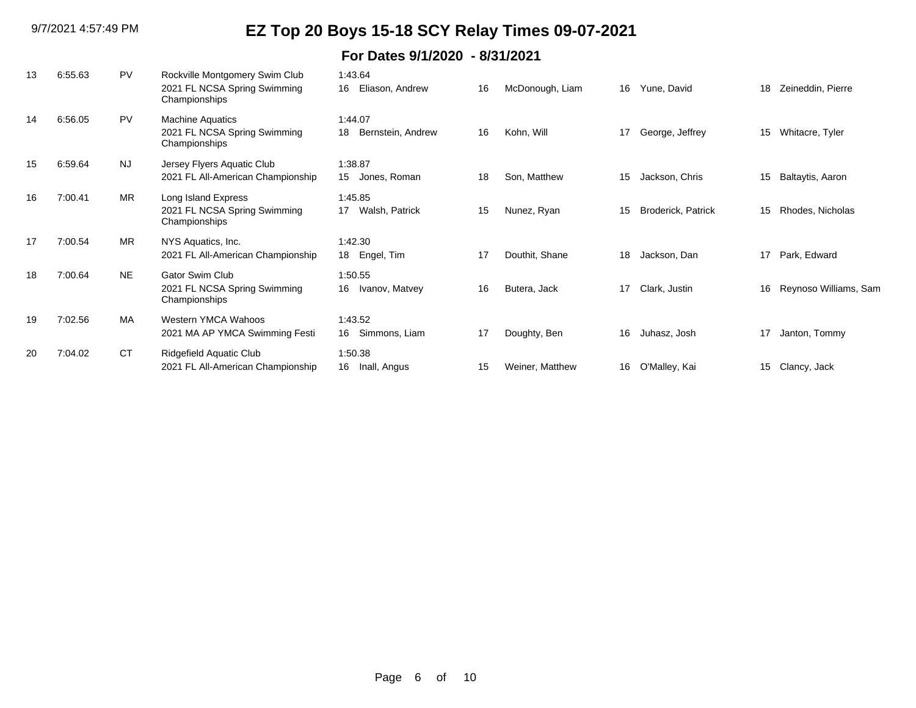# EZ Top 20 Boys 15-18 SCY Relay Times 09-07-2021

## For Dates 9/1/2020 - 8/31/2021

| Rank | Time | LSC | Team / Meet | Lead-off / Age / Swimmer 1 | Age | Swimmer 2 | Age | Swimmer 3 | Age | Swimmer 4 |
|---|---|---|---|---|---|---|---|---|---|---|
| 13 | 6:55.63 | PV | Rockville Montgomery Swim Club<br>2021 FL NCSA Spring Swimming Championships | 1:43.64<br>16 Eliason, Andrew | 16 | McDonough, Liam | 16 | Yune, David | 18 | Zeineddin, Pierre |
| 14 | 6:56.05 | PV | Machine Aquatics<br>2021 FL NCSA Spring Swimming Championships | 1:44.07<br>18 Bernstein, Andrew | 16 | Kohn, Will | 17 | George, Jeffrey | 15 | Whitacre, Tyler |
| 15 | 6:59.64 | NJ | Jersey Flyers Aquatic Club<br>2021 FL All-American Championship | 1:38.87<br>15 Jones, Roman | 18 | Son, Matthew | 15 | Jackson, Chris | 15 | Baltaytis, Aaron |
| 16 | 7:00.41 | MR | Long Island Express<br>2021 FL NCSA Spring Swimming Championships | 1:45.85<br>17 Walsh, Patrick | 15 | Nunez, Ryan | 15 | Broderick, Patrick | 15 | Rhodes, Nicholas |
| 17 | 7:00.54 | MR | NYS Aquatics, Inc.<br>2021 FL All-American Championship | 1:42.30<br>18 Engel, Tim | 17 | Douthit, Shane | 18 | Jackson, Dan | 17 | Park, Edward |
| 18 | 7:00.64 | NE | Gator Swim Club<br>2021 FL NCSA Spring Swimming Championships | 1:50.55<br>16 Ivanov, Matvey | 16 | Butera, Jack | 17 | Clark, Justin | 16 | Reynoso Williams, Sam |
| 19 | 7:02.56 | MA | Western YMCA Wahoos<br>2021 MA AP YMCA Swimming Festi | 1:43.52<br>16 Simmons, Liam | 17 | Doughty, Ben | 16 | Juhasz, Josh | 17 | Janton, Tommy |
| 20 | 7:04.02 | CT | Ridgefield Aquatic Club<br>2021 FL All-American Championship | 1:50.38<br>16 Inall, Angus | 15 | Weiner, Matthew | 16 | O'Malley, Kai | 15 | Clancy, Jack |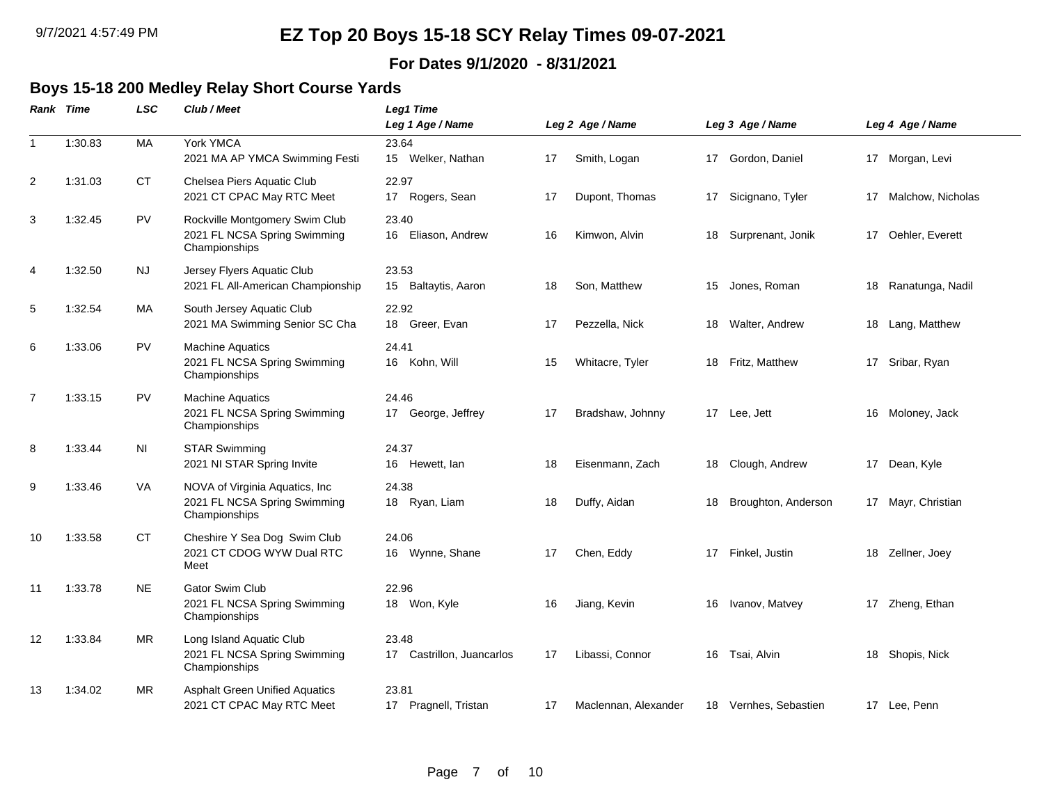# EZ Top 20 Boys 15-18 SCY Relay Times 09-07-2021

**For Dates 9/1/2020 - 8/31/2021**

## Boys 15-18 200 Medley Relay Short Course Yards

| Rank | Time | LSC | Club / Meet | Leg1 Time / Leg 1 Age / Name | Leg 2 Age / Name | Leg 3 Age / Name | Leg 4 Age / Name |
|---|---|---|---|---|---|---|---|
| 1 | 1:30.83 | MA | York YMCA<br>2021 MA AP YMCA Swimming Festi | 23.64<br>15 Welker, Nathan | 17 Smith, Logan | 17 Gordon, Daniel | 17 Morgan, Levi |
| 2 | 1:31.03 | CT | Chelsea Piers Aquatic Club<br>2021 CT CPAC May RTC Meet | 22.97<br>17 Rogers, Sean | 17 Dupont, Thomas | 17 Sicignano, Tyler | 17 Malchow, Nicholas |
| 3 | 1:32.45 | PV | Rockville Montgomery Swim Club<br>2021 FL NCSA Spring Swimming Championships | 23.40<br>16 Eliason, Andrew | 16 Kimwon, Alvin | 18 Surprenant, Jonik | 17 Oehler, Everett |
| 4 | 1:32.50 | NJ | Jersey Flyers Aquatic Club<br>2021 FL All-American Championship | 23.53<br>15 Baltaytis, Aaron | 18 Son, Matthew | 15 Jones, Roman | 18 Ranatunga, Nadil |
| 5 | 1:32.54 | MA | South Jersey Aquatic Club<br>2021 MA Swimming Senior SC Cha | 22.92<br>18 Greer, Evan | 17 Pezzella, Nick | 18 Walter, Andrew | 18 Lang, Matthew |
| 6 | 1:33.06 | PV | Machine Aquatics<br>2021 FL NCSA Spring Swimming Championships | 24.41<br>16 Kohn, Will | 15 Whitacre, Tyler | 18 Fritz, Matthew | 17 Sribar, Ryan |
| 7 | 1:33.15 | PV | Machine Aquatics<br>2021 FL NCSA Spring Swimming Championships | 24.46<br>17 George, Jeffrey | 17 Bradshaw, Johnny | 17 Lee, Jett | 16 Moloney, Jack |
| 8 | 1:33.44 | NI | STAR Swimming<br>2021 NI STAR Spring Invite | 24.37<br>16 Hewett, Ian | 18 Eisenmann, Zach | 18 Clough, Andrew | 17 Dean, Kyle |
| 9 | 1:33.46 | VA | NOVA of Virginia Aquatics, Inc<br>2021 FL NCSA Spring Swimming Championships | 24.38<br>18 Ryan, Liam | 18 Duffy, Aidan | 18 Broughton, Anderson | 17 Mayr, Christian |
| 10 | 1:33.58 | CT | Cheshire Y Sea Dog Swim Club<br>2021 CT CDOG WYW Dual RTC Meet | 24.06<br>16 Wynne, Shane | 17 Chen, Eddy | 17 Finkel, Justin | 18 Zellner, Joey |
| 11 | 1:33.78 | NE | Gator Swim Club<br>2021 FL NCSA Spring Swimming Championships | 22.96<br>18 Won, Kyle | 16 Jiang, Kevin | 16 Ivanov, Matvey | 17 Zheng, Ethan |
| 12 | 1:33.84 | MR | Long Island Aquatic Club<br>2021 FL NCSA Spring Swimming Championships | 23.48<br>17 Castrillon, Juancarlos | 17 Libassi, Connor | 16 Tsai, Alvin | 18 Shopis, Nick |
| 13 | 1:34.02 | MR | Asphalt Green Unified Aquatics<br>2021 CT CPAC May RTC Meet | 23.81<br>17 Pragnell, Tristan | 17 Maclennan, Alexander | 18 Vernhes, Sebastien | 17 Lee, Penn |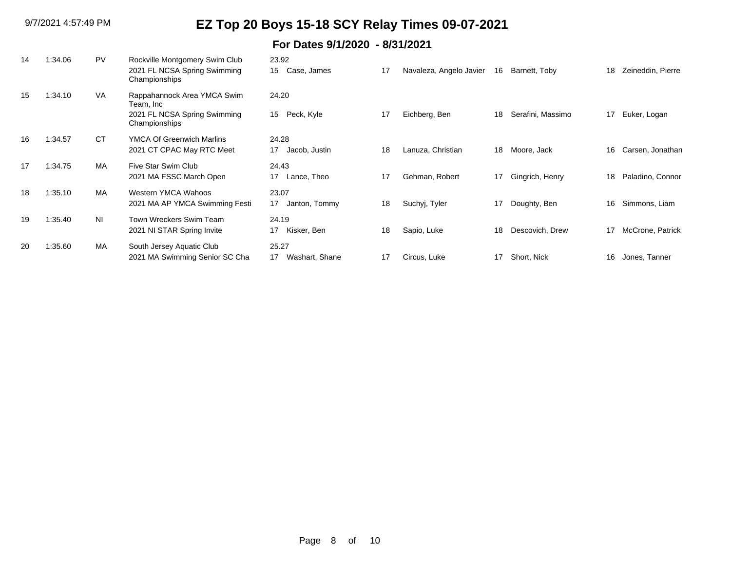# EZ Top 20 Boys 15-18 SCY Relay Times 09-07-2021

## For Dates 9/1/2020 - 8/31/2021

| Rank | Time | LSC | Team / Meet | Lead-off / Age | Swimmer 1 | Age | Swimmer 2 | Age | Swimmer 3 | Age | Swimmer 4 |
|---|---|---|---|---|---|---|---|---|---|---|---|
| 14 | 1:34.06 | PV | Rockville Montgomery Swim Club<br>2021 FL NCSA Spring Swimming Championships | 23.92<br>15 | Case, James | 17 | Navaleza, Angelo Javier | 16 | Barnett, Toby | 18 | Zeineddin, Pierre |
| 15 | 1:34.10 | VA | Rappahannock Area YMCA Swim Team, Inc<br>2021 FL NCSA Spring Swimming Championships | 24.20<br>15 | Peck, Kyle | 17 | Eichberg, Ben | 18 | Serafini, Massimo | 17 | Euker, Logan |
| 16 | 1:34.57 | CT | YMCA Of Greenwich Marlins<br>2021 CT CPAC May RTC Meet | 24.28<br>17 | Jacob, Justin | 18 | Lanuza, Christian | 18 | Moore, Jack | 16 | Carsen, Jonathan |
| 17 | 1:34.75 | MA | Five Star Swim Club<br>2021 MA FSSC March Open | 24.43<br>17 | Lance, Theo | 17 | Gehman, Robert | 17 | Gingrich, Henry | 18 | Paladino, Connor |
| 18 | 1:35.10 | MA | Western YMCA Wahoos<br>2021 MA AP YMCA Swimming Festi | 23.07<br>17 | Janton, Tommy | 18 | Suchyj, Tyler | 17 | Doughty, Ben | 16 | Simmons, Liam |
| 19 | 1:35.40 | NI | Town Wreckers Swim Team<br>2021 NI STAR Spring Invite | 24.19<br>17 | Kisker, Ben | 18 | Sapio, Luke | 18 | Descovich, Drew | 17 | McCrone, Patrick |
| 20 | 1:35.60 | MA | South Jersey Aquatic Club<br>2021 MA Swimming Senior SC Cha | 25.27<br>17 | Washart, Shane | 17 | Circus, Luke | 17 | Short, Nick | 16 | Jones, Tanner |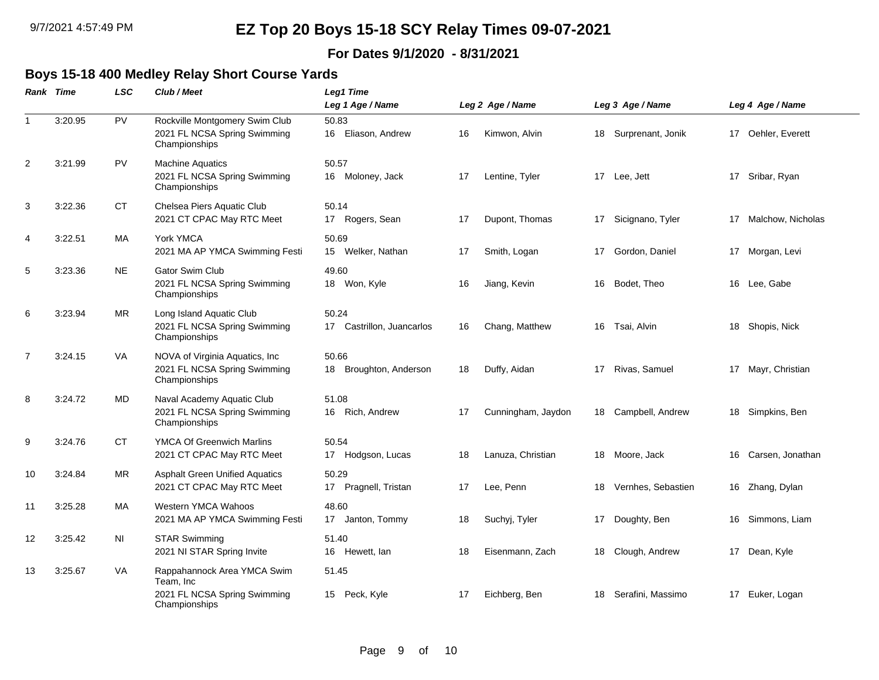# EZ Top 20 Boys 15-18 SCY Relay Times 09-07-2021

### For Dates 9/1/2020 - 8/31/2021

## Boys 15-18 400 Medley Relay Short Course Yards

| Rank | Time | LSC | Club / Meet | Leg1 Time / Leg 1 Age / Name | Leg 2 Age / Name | Leg 3 Age / Name | Leg 4 Age / Name |
|---|---|---|---|---|---|---|---|
| 1 | 3:20.95 | PV | Rockville Montgomery Swim Club<br>2021 FL NCSA Spring Swimming Championships | 50.83<br>16 Eliason, Andrew | 16 Kimwon, Alvin | 18 Surprenant, Jonik | 17 Oehler, Everett |
| 2 | 3:21.99 | PV | Machine Aquatics<br>2021 FL NCSA Spring Swimming Championships | 50.57<br>16 Moloney, Jack | 17 Lentine, Tyler | 17 Lee, Jett | 17 Sribar, Ryan |
| 3 | 3:22.36 | CT | Chelsea Piers Aquatic Club<br>2021 CT CPAC May RTC Meet | 50.14<br>17 Rogers, Sean | 17 Dupont, Thomas | 17 Sicignano, Tyler | 17 Malchow, Nicholas |
| 4 | 3:22.51 | MA | York YMCA<br>2021 MA AP YMCA Swimming Festi | 50.69<br>15 Welker, Nathan | 17 Smith, Logan | 17 Gordon, Daniel | 17 Morgan, Levi |
| 5 | 3:23.36 | NE | Gator Swim Club<br>2021 FL NCSA Spring Swimming Championships | 49.60<br>18 Won, Kyle | 16 Jiang, Kevin | 16 Bodet, Theo | 16 Lee, Gabe |
| 6 | 3:23.94 | MR | Long Island Aquatic Club<br>2021 FL NCSA Spring Swimming Championships | 50.24<br>17 Castrillon, Juancarlos | 16 Chang, Matthew | 16 Tsai, Alvin | 18 Shopis, Nick |
| 7 | 3:24.15 | VA | NOVA of Virginia Aquatics, Inc<br>2021 FL NCSA Spring Swimming Championships | 50.66<br>18 Broughton, Anderson | 18 Duffy, Aidan | 17 Rivas, Samuel | 17 Mayr, Christian |
| 8 | 3:24.72 | MD | Naval Academy Aquatic Club<br>2021 FL NCSA Spring Swimming Championships | 51.08<br>16 Rich, Andrew | 17 Cunningham, Jaydon | 18 Campbell, Andrew | 18 Simpkins, Ben |
| 9 | 3:24.76 | CT | YMCA Of Greenwich Marlins<br>2021 CT CPAC May RTC Meet | 50.54<br>17 Hodgson, Lucas | 18 Lanuza, Christian | 18 Moore, Jack | 16 Carsen, Jonathan |
| 10 | 3:24.84 | MR | Asphalt Green Unified Aquatics<br>2021 CT CPAC May RTC Meet | 50.29<br>17 Pragnell, Tristan | 17 Lee, Penn | 18 Vernhes, Sebastien | 16 Zhang, Dylan |
| 11 | 3:25.28 | MA | Western YMCA Wahoos<br>2021 MA AP YMCA Swimming Festi | 48.60<br>17 Janton, Tommy | 18 Suchyj, Tyler | 17 Doughty, Ben | 16 Simmons, Liam |
| 12 | 3:25.42 | NI | STAR Swimming<br>2021 NI STAR Spring Invite | 51.40<br>16 Hewett, Ian | 18 Eisenmann, Zach | 18 Clough, Andrew | 17 Dean, Kyle |
| 13 | 3:25.67 | VA | Rappahannock Area YMCA Swim Team, Inc<br>2021 FL NCSA Spring Swimming Championships | 51.45<br>15 Peck, Kyle | 17 Eichberg, Ben | 18 Serafini, Massimo | 17 Euker, Logan |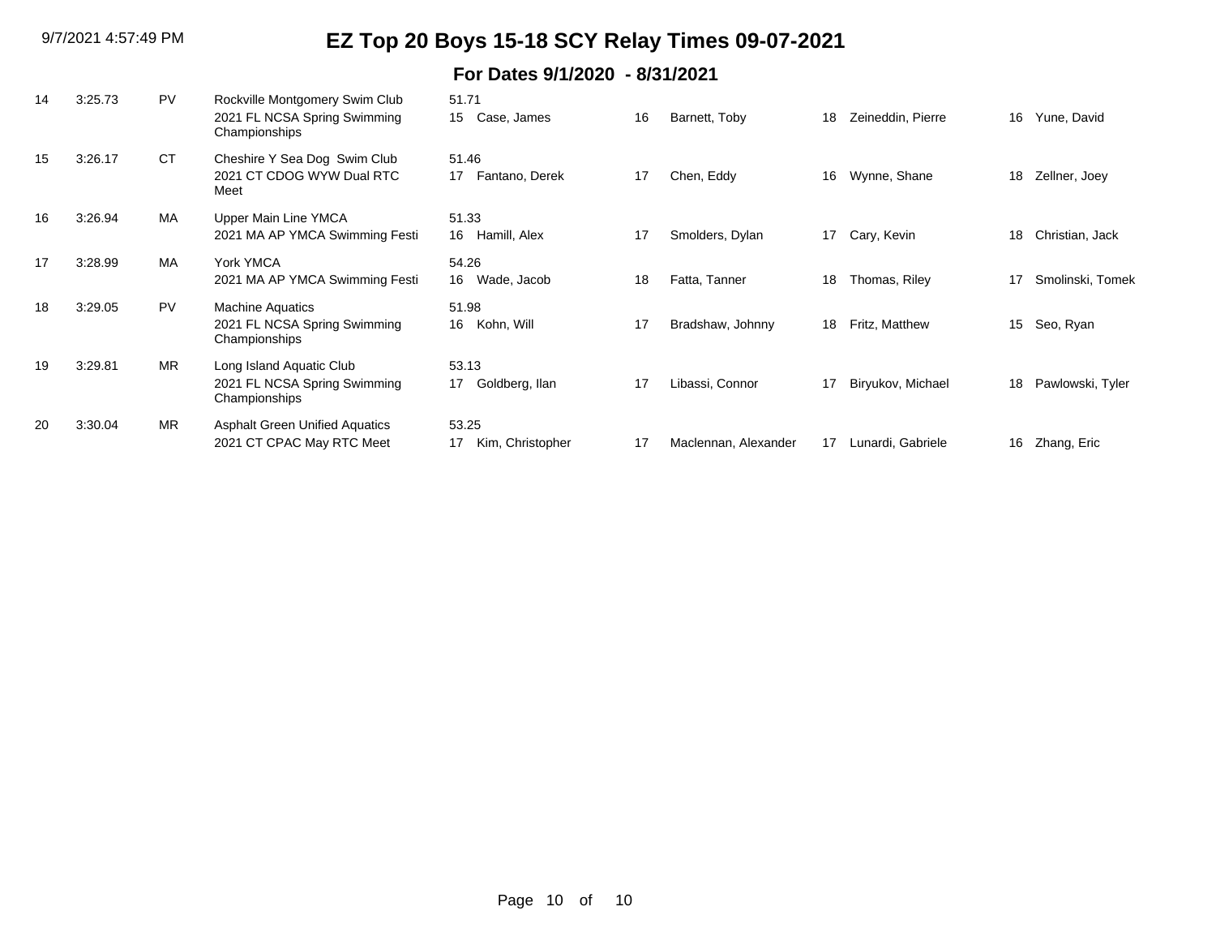# EZ Top 20 Boys 15-18 SCY Relay Times 09-07-2021

## For Dates 9/1/2020 - 8/31/2021

| | | | | | | | | | | | | |
|---|---|---|---|---|---|---|---|---|---|---|---|---|
| 14 | 3:25.73 | PV | Rockville Montgomery Swim Club<br>2021 FL NCSA Spring Swimming Championships | 51.71<br>15 | Case, James | 16 | Barnett, Toby | 18 | Zeineddin, Pierre | 16 | Yune, David |
| 15 | 3:26.17 | CT | Cheshire Y Sea Dog Swim Club<br>2021 CT CDOG WYW Dual RTC Meet | 51.46<br>17 | Fantano, Derek | 17 | Chen, Eddy | 16 | Wynne, Shane | 18 | Zellner, Joey |
| 16 | 3:26.94 | MA | Upper Main Line YMCA<br>2021 MA AP YMCA Swimming Festi | 51.33<br>16 | Hamill, Alex | 17 | Smolders, Dylan | 17 | Cary, Kevin | 18 | Christian, Jack |
| 17 | 3:28.99 | MA | York YMCA<br>2021 MA AP YMCA Swimming Festi | 54.26<br>16 | Wade, Jacob | 18 | Fatta, Tanner | 18 | Thomas, Riley | 17 | Smolinski, Tomek |
| 18 | 3:29.05 | PV | Machine Aquatics<br>2021 FL NCSA Spring Swimming Championships | 51.98<br>16 | Kohn, Will | 17 | Bradshaw, Johnny | 18 | Fritz, Matthew | 15 | Seo, Ryan |
| 19 | 3:29.81 | MR | Long Island Aquatic Club<br>2021 FL NCSA Spring Swimming Championships | 53.13<br>17 | Goldberg, Ilan | 17 | Libassi, Connor | 17 | Biryukov, Michael | 18 | Pawlowski, Tyler |
| 20 | 3:30.04 | MR | Asphalt Green Unified Aquatics<br>2021 CT CPAC May RTC Meet | 53.25<br>17 | Kim, Christopher | 17 | Maclennan, Alexander | 17 | Lunardi, Gabriele | 16 | Zhang, Eric |